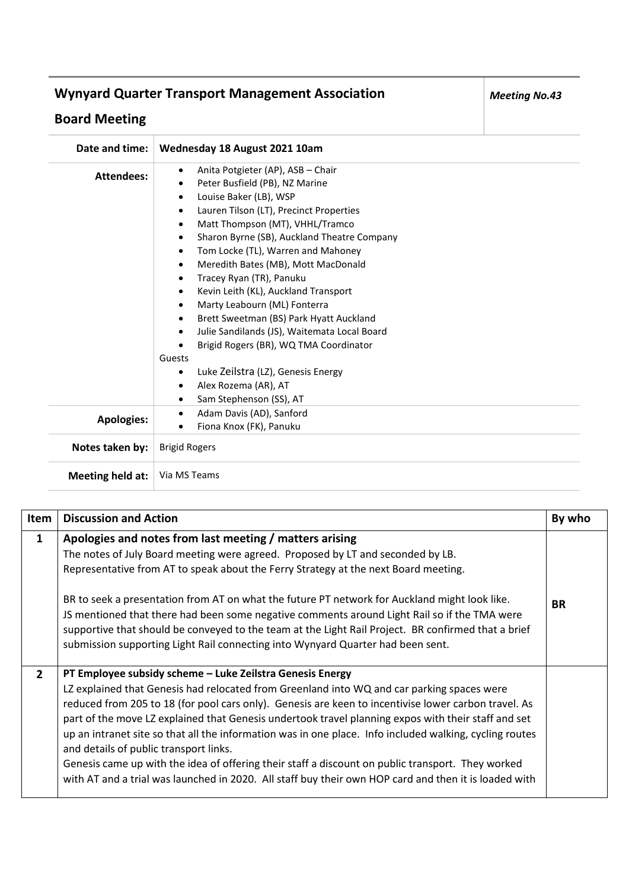# Wynyard Quarter Transport Management Association

## Board Meeting

*Meeting No.43*

| | |
|---|---|
| **Date and time:** | **Wednesday 18 August 2021 10am** |
| **Attendees:** | • Anita Potgieter (AP), ASB – Chair<br>• Peter Busfield (PB), NZ Marine<br>• Louise Baker (LB), WSP<br>• Lauren Tilson (LT), Precinct Properties<br>• Matt Thompson (MT), VHHL/Tramco<br>• Sharon Byrne (SB), Auckland Theatre Company<br>• Tom Locke (TL), Warren and Mahoney<br>• Meredith Bates (MB), Mott MacDonald<br>• Tracey Ryan (TR), Panuku<br>• Kevin Leith (KL), Auckland Transport<br>• Marty Leabourn (ML) Fonterra<br>• Brett Sweetman (BS) Park Hyatt Auckland<br>• Julie Sandilands (JS), Waitemata Local Board<br>• Brigid Rogers (BR), WQ TMA Coordinator<br>Guests<br>• Luke Zeilstra (LZ), Genesis Energy<br>• Alex Rozema (AR), AT<br>• Sam Stephenson (SS), AT |
| **Apologies:** | • Adam Davis (AD), Sanford<br>• Fiona Knox (FK), Panuku |
| **Notes taken by:** | Brigid Rogers |
| **Meeting held at:** | Via MS Teams |

| Item | Discussion and Action | By who |
|---|---|---|
| **1** | **Apologies and notes from last meeting / matters arising**<br>The notes of July Board meeting were agreed. Proposed by LT and seconded by LB.<br>Representative from AT to speak about the Ferry Strategy at the next Board meeting.<br><br>BR to seek a presentation from AT on what the future PT network for Auckland might look like.<br>JS mentioned that there had been some negative comments around Light Rail so if the TMA were supportive that should be conveyed to the team at the Light Rail Project. BR confirmed that a brief submission supporting Light Rail connecting into Wynyard Quarter had been sent. | **BR** |
| **2** | **PT Employee subsidy scheme – Luke Zeilstra Genesis Energy**<br>LZ explained that Genesis had relocated from Greenland into WQ and car parking spaces were reduced from 205 to 18 (for pool cars only). Genesis are keen to incentivise lower carbon travel. As part of the move LZ explained that Genesis undertook travel planning expos with their staff and set up an intranet site so that all the information was in one place. Info included walking, cycling routes and details of public transport links.<br>Genesis came up with the idea of offering their staff a discount on public transport. They worked with AT and a trial was launched in 2020. All staff buy their own HOP card and then it is loaded with | |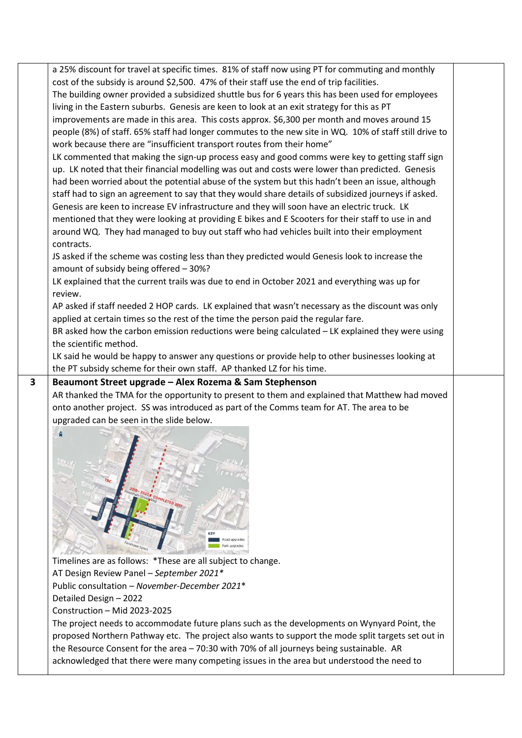| | | |
|---|---|---|
| | a 25% discount for travel at specific times. 81% of staff now using PT for commuting and monthly cost of the subsidy is around $2,500. 47% of their staff use the end of trip facilities.<br>The building owner provided a subsidized shuttle bus for 6 years this has been used for employees living in the Eastern suburbs. Genesis are keen to look at an exit strategy for this as PT improvements are made in this area. This costs approx. $6,300 per month and moves around 15 people (8%) of staff. 65% staff had longer commutes to the new site in WQ. 10% of staff still drive to work because there are "insufficient transport routes from their home"<br>LK commented that making the sign-up process easy and good comms were key to getting staff sign up. LK noted that their financial modelling was out and costs were lower than predicted. Genesis had been worried about the potential abuse of the system but this hadn't been an issue, although staff had to sign an agreement to say that they would share details of subsidized journeys if asked. Genesis are keen to increase EV infrastructure and they will soon have an electric truck. LK mentioned that they were looking at providing E bikes and E Scooters for their staff to use in and around WQ. They had managed to buy out staff who had vehicles built into their employment contracts.<br>JS asked if the scheme was costing less than they predicted would Genesis look to increase the amount of subsidy being offered – 30%?<br>LK explained that the current trails was due to end in October 2021 and everything was up for review.<br>AP asked if staff needed 2 HOP cards. LK explained that wasn't necessary as the discount was only applied at certain times so the rest of the time the person paid the regular fare.<br>BR asked how the carbon emission reductions were being calculated – LK explained they were using the scientific method.<br>LK said he would be happy to answer any questions or provide help to other businesses looking at the PT subsidy scheme for their own staff. AP thanked LZ for his time. | |
| **3** | **Beaumont Street upgrade – Alex Rozema & Sam Stephenson**<br>AR thanked the TMA for the opportunity to present to them and explained that Matthew had moved onto another project. SS was introduced as part of the Comms team for AT. The area to be upgraded can be seen in the slide below.<br><br>Timelines are as follows: *These are all subject to change.<br>AT Design Review Panel – *September 2021**<br>Public consultation – *November-December 2021**<br>Detailed Design – 2022<br>Construction – Mid 2023-2025<br>The project needs to accommodate future plans such as the developments on Wynyard Point, the proposed Northern Pathway etc. The project also wants to support the mode split targets set out in the Resource Consent for the area – 70:30 with 70% of all journeys being sustainable. AR acknowledged that there were many competing issues in the area but understood the need to | |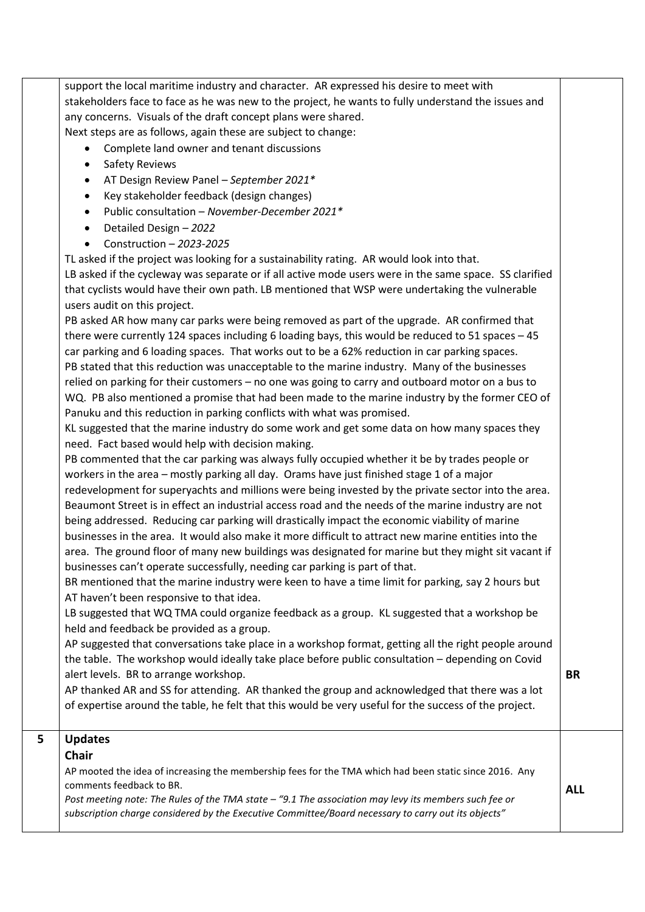| | | |
|---|---|---|
| | support the local maritime industry and character. AR expressed his desire to meet with stakeholders face to face as he was new to the project, he wants to fully understand the issues and any concerns. Visuals of the draft concept plans were shared.<br>Next steps are as follows, again these are subject to change:<br>• Complete land owner and tenant discussions<br>• Safety Reviews<br>• AT Design Review Panel – *September 2021**<br>• Key stakeholder feedback (design changes)<br>• Public consultation – *November-December 2021**<br>• Detailed Design – *2022*<br>• Construction – *2023-2025*<br>TL asked if the project was looking for a sustainability rating. AR would look into that.<br>LB asked if the cycleway was separate or if all active mode users were in the same space. SS clarified that cyclists would have their own path. LB mentioned that WSP were undertaking the vulnerable users audit on this project.<br>PB asked AR how many car parks were being removed as part of the upgrade. AR confirmed that there were currently 124 spaces including 6 loading bays, this would be reduced to 51 spaces – 45 car parking and 6 loading spaces. That works out to be a 62% reduction in car parking spaces.<br>PB stated that this reduction was unacceptable to the marine industry. Many of the businesses relied on parking for their customers – no one was going to carry and outboard motor on a bus to WQ. PB also mentioned a promise that had been made to the marine industry by the former CEO of Panuku and this reduction in parking conflicts with what was promised.<br>KL suggested that the marine industry do some work and get some data on how many spaces they need. Fact based would help with decision making.<br>PB commented that the car parking was always fully occupied whether it be by trades people or workers in the area – mostly parking all day. Orams have just finished stage 1 of a major redevelopment for superyachts and millions were being invested by the private sector into the area. Beaumont Street is in effect an industrial access road and the needs of the marine industry are not being addressed. Reducing car parking will drastically impact the economic viability of marine businesses in the area. It would also make it more difficult to attract new marine entities into the area. The ground floor of many new buildings was designated for marine but they might sit vacant if businesses can't operate successfully, needing car parking is part of that.<br>BR mentioned that the marine industry were keen to have a time limit for parking, say 2 hours but AT haven't been responsive to that idea.<br>LB suggested that WQ TMA could organize feedback as a group. KL suggested that a workshop be held and feedback be provided as a group.<br>AP suggested that conversations take place in a workshop format, getting all the right people around the table. The workshop would ideally take place before public consultation – depending on Covid alert levels. BR to arrange workshop.<br>AP thanked AR and SS for attending. AR thanked the group and acknowledged that there was a lot of expertise around the table, he felt that this would be very useful for the success of the project. | **BR** |
| **5** | **Updates**<br>**Chair**<br>AP mooted the idea of increasing the membership fees for the TMA which had been static since 2016. Any comments feedback to BR.<br>*Post meeting note: The Rules of the TMA state – "9.1 The association may levy its members such fee or subscription charge considered by the Executive Committee/Board necessary to carry out its objects"* | **ALL** |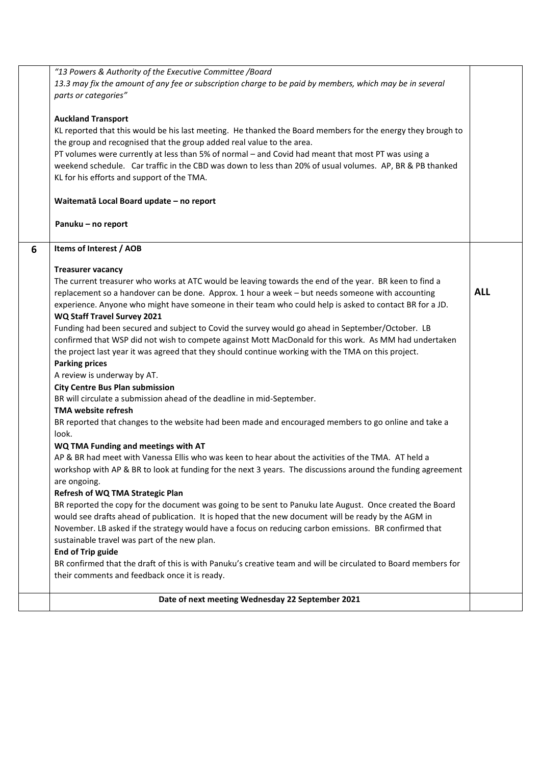| | | |
|---|---|---|
| | *"13 Powers & Authority of the Executive Committee /Board*<br>*13.3 may fix the amount of any fee or subscription charge to be paid by members, which may be in several parts or categories"*<br><br>**Auckland Transport**<br>KL reported that this would be his last meeting. He thanked the Board members for the energy they brough to the group and recognised that the group added real value to the area.<br>PT volumes were currently at less than 5% of normal – and Covid had meant that most PT was using a weekend schedule. Car traffic in the CBD was down to less than 20% of usual volumes. AP, BR & PB thanked KL for his efforts and support of the TMA.<br><br>**Waitematā Local Board update – no report**<br><br>**Panuku – no report** | |
| **6** | **Items of Interest / AOB**<br><br>**Treasurer vacancy**<br>The current treasurer who works at ATC would be leaving towards the end of the year. BR keen to find a replacement so a handover can be done. Approx. 1 hour a week – but needs someone with accounting experience. Anyone who might have someone in their team who could help is asked to contact BR for a JD.<br>**WQ Staff Travel Survey 2021**<br>Funding had been secured and subject to Covid the survey would go ahead in September/October. LB confirmed that WSP did not wish to compete against Mott MacDonald for this work. As MM had undertaken the project last year it was agreed that they should continue working with the TMA on this project.<br>**Parking prices**<br>A review is underway by AT.<br>**City Centre Bus Plan submission**<br>BR will circulate a submission ahead of the deadline in mid-September.<br>**TMA website refresh**<br>BR reported that changes to the website had been made and encouraged members to go online and take a look.<br>**WQ TMA Funding and meetings with AT**<br>AP & BR had meet with Vanessa Ellis who was keen to hear about the activities of the TMA. AT held a workshop with AP & BR to look at funding for the next 3 years. The discussions around the funding agreement are ongoing.<br>**Refresh of WQ TMA Strategic Plan**<br>BR reported the copy for the document was going to be sent to Panuku late August. Once created the Board would see drafts ahead of publication. It is hoped that the new document will be ready by the AGM in November. LB asked if the strategy would have a focus on reducing carbon emissions. BR confirmed that sustainable travel was part of the new plan.<br>**End of Trip guide**<br>BR confirmed that the draft of this is with Panuku's creative team and will be circulated to Board members for their comments and feedback once it is ready. | **ALL** |
| | **Date of next meeting Wednesday 22 September 2021** | |